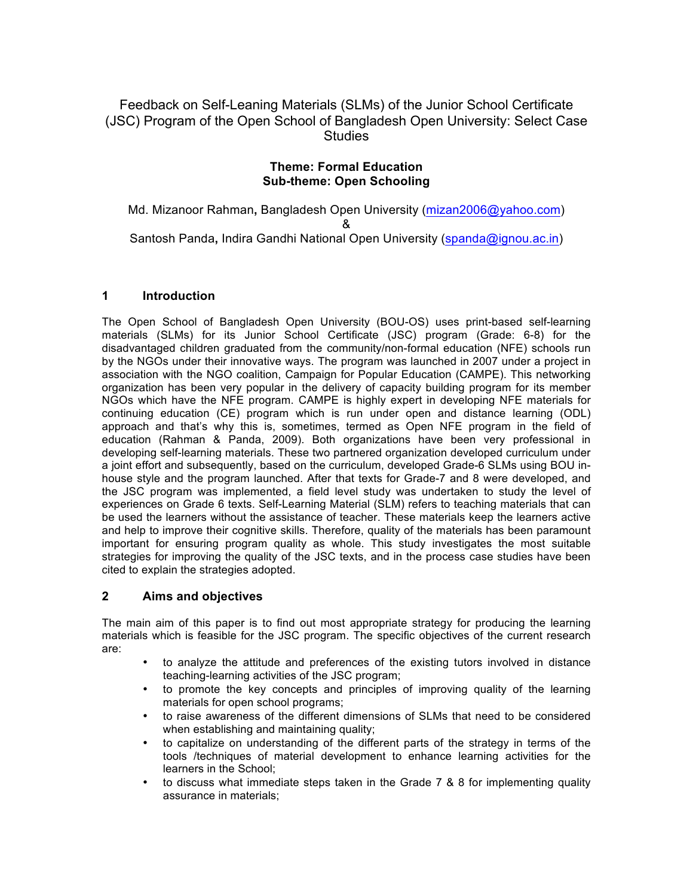# Feedback on Self-Leaning Materials (SLMs) of the Junior School Certificate (JSC) Program of the Open School of Bangladesh Open University: Select Case Studies

**Theme: Formal Education**
**Sub-theme: Open Schooling**

Md. Mizanoor Rahman**,** Bangladesh Open University (mizan2006@yahoo.com)
&
Santosh Panda**,** Indira Gandhi National Open University (spanda@ignou.ac.in)

## 1 Introduction

The Open School of Bangladesh Open University (BOU-OS) uses print-based self-learning materials (SLMs) for its Junior School Certificate (JSC) program (Grade: 6-8) for the disadvantaged children graduated from the community/non-formal education (NFE) schools run by the NGOs under their innovative ways. The program was launched in 2007 under a project in association with the NGO coalition, Campaign for Popular Education (CAMPE). This networking organization has been very popular in the delivery of capacity building program for its member NGOs which have the NFE program. CAMPE is highly expert in developing NFE materials for continuing education (CE) program which is run under open and distance learning (ODL) approach and that's why this is, sometimes, termed as Open NFE program in the field of education (Rahman & Panda, 2009). Both organizations have been very professional in developing self-learning materials. These two partnered organization developed curriculum under a joint effort and subsequently, based on the curriculum, developed Grade-6 SLMs using BOU in-house style and the program launched. After that texts for Grade-7 and 8 were developed, and the JSC program was implemented, a field level study was undertaken to study the level of experiences on Grade 6 texts. Self-Learning Material (SLM) refers to teaching materials that can be used the learners without the assistance of teacher. These materials keep the learners active and help to improve their cognitive skills. Therefore, quality of the materials has been paramount important for ensuring program quality as whole. This study investigates the most suitable strategies for improving the quality of the JSC texts, and in the process case studies have been cited to explain the strategies adopted.

## 2 Aims and objectives

The main aim of this paper is to find out most appropriate strategy for producing the learning materials which is feasible for the JSC program. The specific objectives of the current research are:

- to analyze the attitude and preferences of the existing tutors involved in distance teaching-learning activities of the JSC program;
- to promote the key concepts and principles of improving quality of the learning materials for open school programs;
- to raise awareness of the different dimensions of SLMs that need to be considered when establishing and maintaining quality;
- to capitalize on understanding of the different parts of the strategy in terms of the tools /techniques of material development to enhance learning activities for the learners in the School;
- to discuss what immediate steps taken in the Grade 7 & 8 for implementing quality assurance in materials;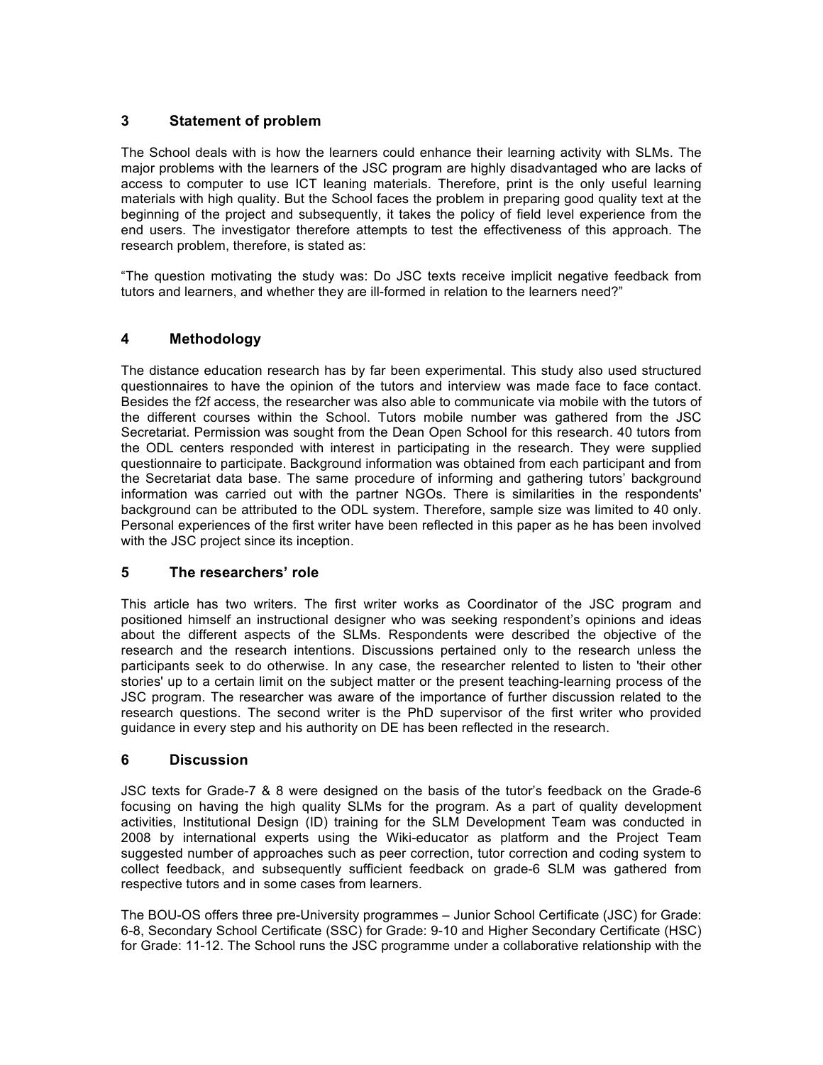## 3 Statement of problem

The School deals with is how the learners could enhance their learning activity with SLMs. The major problems with the learners of the JSC program are highly disadvantaged who are lacks of access to computer to use ICT leaning materials. Therefore, print is the only useful learning materials with high quality. But the School faces the problem in preparing good quality text at the beginning of the project and subsequently, it takes the policy of field level experience from the end users. The investigator therefore attempts to test the effectiveness of this approach. The research problem, therefore, is stated as:

"The question motivating the study was: Do JSC texts receive implicit negative feedback from tutors and learners, and whether they are ill-formed in relation to the learners need?"

## 4 Methodology

The distance education research has by far been experimental. This study also used structured questionnaires to have the opinion of the tutors and interview was made face to face contact. Besides the f2f access, the researcher was also able to communicate via mobile with the tutors of the different courses within the School. Tutors mobile number was gathered from the JSC Secretariat. Permission was sought from the Dean Open School for this research. 40 tutors from the ODL centers responded with interest in participating in the research. They were supplied questionnaire to participate. Background information was obtained from each participant and from the Secretariat data base. The same procedure of informing and gathering tutors' background information was carried out with the partner NGOs. There is similarities in the respondents' background can be attributed to the ODL system. Therefore, sample size was limited to 40 only. Personal experiences of the first writer have been reflected in this paper as he has been involved with the JSC project since its inception.

## 5 The researchers' role

This article has two writers. The first writer works as Coordinator of the JSC program and positioned himself an instructional designer who was seeking respondent's opinions and ideas about the different aspects of the SLMs. Respondents were described the objective of the research and the research intentions. Discussions pertained only to the research unless the participants seek to do otherwise. In any case, the researcher relented to listen to 'their other stories' up to a certain limit on the subject matter or the present teaching-learning process of the JSC program. The researcher was aware of the importance of further discussion related to the research questions. The second writer is the PhD supervisor of the first writer who provided guidance in every step and his authority on DE has been reflected in the research.

## 6 Discussion

JSC texts for Grade-7 & 8 were designed on the basis of the tutor's feedback on the Grade-6 focusing on having the high quality SLMs for the program. As a part of quality development activities, Institutional Design (ID) training for the SLM Development Team was conducted in 2008 by international experts using the Wiki-educator as platform and the Project Team suggested number of approaches such as peer correction, tutor correction and coding system to collect feedback, and subsequently sufficient feedback on grade-6 SLM was gathered from respective tutors and in some cases from learners.

The BOU-OS offers three pre-University programmes – Junior School Certificate (JSC) for Grade: 6-8, Secondary School Certificate (SSC) for Grade: 9-10 and Higher Secondary Certificate (HSC) for Grade: 11-12. The School runs the JSC programme under a collaborative relationship with the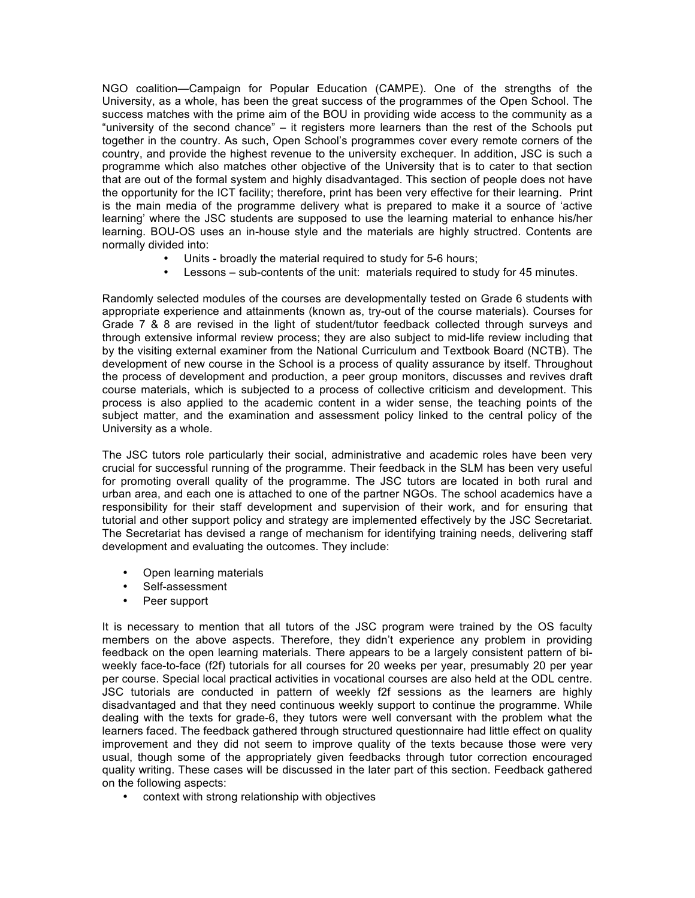NGO coalition—Campaign for Popular Education (CAMPE). One of the strengths of the University, as a whole, has been the great success of the programmes of the Open School. The success matches with the prime aim of the BOU in providing wide access to the community as a "university of the second chance" – it registers more learners than the rest of the Schools put together in the country. As such, Open School's programmes cover every remote corners of the country, and provide the highest revenue to the university exchequer. In addition, JSC is such a programme which also matches other objective of the University that is to cater to that section that are out of the formal system and highly disadvantaged. This section of people does not have the opportunity for the ICT facility; therefore, print has been very effective for their learning. Print is the main media of the programme delivery what is prepared to make it a source of 'active learning' where the JSC students are supposed to use the learning material to enhance his/her learning. BOU-OS uses an in-house style and the materials are highly structred. Contents are normally divided into:

- Units - broadly the material required to study for 5-6 hours;
- Lessons – sub-contents of the unit: materials required to study for 45 minutes.

Randomly selected modules of the courses are developmentally tested on Grade 6 students with appropriate experience and attainments (known as, try-out of the course materials). Courses for Grade 7 & 8 are revised in the light of student/tutor feedback collected through surveys and through extensive informal review process; they are also subject to mid-life review including that by the visiting external examiner from the National Curriculum and Textbook Board (NCTB). The development of new course in the School is a process of quality assurance by itself. Throughout the process of development and production, a peer group monitors, discusses and revives draft course materials, which is subjected to a process of collective criticism and development. This process is also applied to the academic content in a wider sense, the teaching points of the subject matter, and the examination and assessment policy linked to the central policy of the University as a whole.

The JSC tutors role particularly their social, administrative and academic roles have been very crucial for successful running of the programme. Their feedback in the SLM has been very useful for promoting overall quality of the programme. The JSC tutors are located in both rural and urban area, and each one is attached to one of the partner NGOs. The school academics have a responsibility for their staff development and supervision of their work, and for ensuring that tutorial and other support policy and strategy are implemented effectively by the JSC Secretariat. The Secretariat has devised a range of mechanism for identifying training needs, delivering staff development and evaluating the outcomes. They include:

- Open learning materials
- Self-assessment
- Peer support

It is necessary to mention that all tutors of the JSC program were trained by the OS faculty members on the above aspects. Therefore, they didn't experience any problem in providing feedback on the open learning materials. There appears to be a largely consistent pattern of bi-weekly face-to-face (f2f) tutorials for all courses for 20 weeks per year, presumably 20 per year per course. Special local practical activities in vocational courses are also held at the ODL centre. JSC tutorials are conducted in pattern of weekly f2f sessions as the learners are highly disadvantaged and that they need continuous weekly support to continue the programme. While dealing with the texts for grade-6, they tutors were well conversant with the problem what the learners faced. The feedback gathered through structured questionnaire had little effect on quality improvement and they did not seem to improve quality of the texts because those were very usual, though some of the appropriately given feedbacks through tutor correction encouraged quality writing. These cases will be discussed in the later part of this section. Feedback gathered on the following aspects:

- context with strong relationship with objectives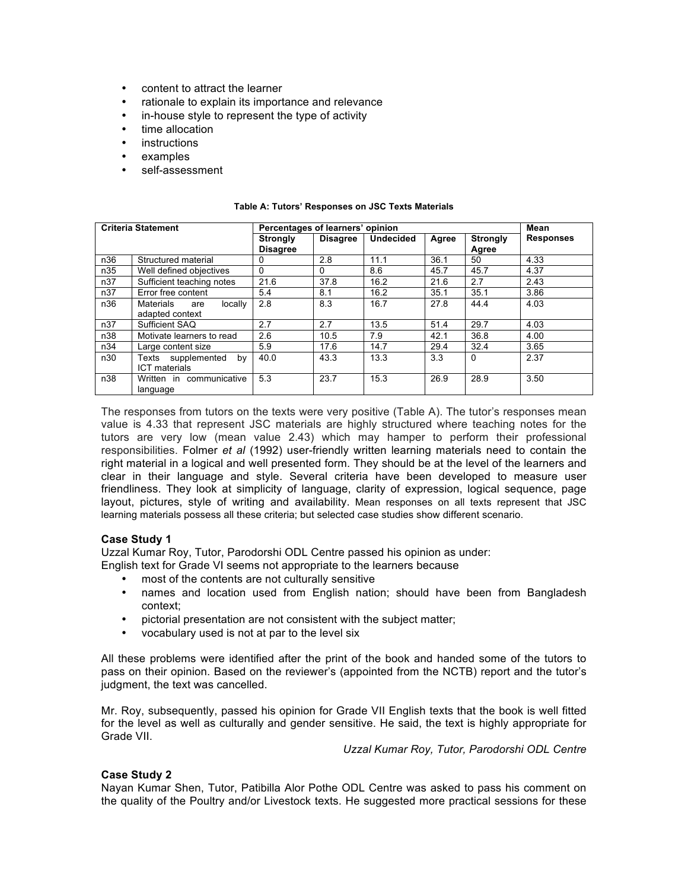- content to attract the learner
- rationale to explain its importance and relevance
- in-house style to represent the type of activity
- time allocation
- instructions
- examples
- self-assessment

**Table A: Tutors' Responses on JSC Texts Materials**

| Criteria Statement | | Percentages of learners' opinion | | | | | Mean Responses |
|---|---|---|---|---|---|---|---|
| | | Strongly Disagree | Disagree | Undecided | Agree | Strongly Agree | |
| n36 | Structured material | 0 | 2.8 | 11.1 | 36.1 | 50 | 4.33 |
| n35 | Well defined objectives | 0 | 0 | 8.6 | 45.7 | 45.7 | 4.37 |
| n37 | Sufficient teaching notes | 21.6 | 37.8 | 16.2 | 21.6 | 2.7 | 2.43 |
| n37 | Error free content | 5.4 | 8.1 | 16.2 | 35.1 | 35.1 | 3.86 |
| n36 | Materials are locally adapted context | 2.8 | 8.3 | 16.7 | 27.8 | 44.4 | 4.03 |
| n37 | Sufficient SAQ | 2.7 | 2.7 | 13.5 | 51.4 | 29.7 | 4.03 |
| n38 | Motivate learners to read | 2.6 | 10.5 | 7.9 | 42.1 | 36.8 | 4.00 |
| n34 | Large content size | 5.9 | 17.6 | 14.7 | 29.4 | 32.4 | 3.65 |
| n30 | Texts supplemented by ICT materials | 40.0 | 43.3 | 13.3 | 3.3 | 0 | 2.37 |
| n38 | Written in communicative language | 5.3 | 23.7 | 15.3 | 26.9 | 28.9 | 3.50 |

The responses from tutors on the texts were very positive (Table A). The tutor's responses mean value is 4.33 that represent JSC materials are highly structured where teaching notes for the tutors are very low (mean value 2.43) which may hamper to perform their professional responsibilities. Folmer *et al* (1992) user-friendly written learning materials need to contain the right material in a logical and well presented form. They should be at the level of the learners and clear in their language and style. Several criteria have been developed to measure user friendliness. They look at simplicity of language, clarity of expression, logical sequence, page layout, pictures, style of writing and availability. Mean responses on all texts represent that JSC learning materials possess all these criteria; but selected case studies show different scenario.

**Case Study 1**

Uzzal Kumar Roy, Tutor, Parodorshi ODL Centre passed his opinion as under:
English text for Grade VI seems not appropriate to the learners because

- most of the contents are not culturally sensitive
- names and location used from English nation; should have been from Bangladesh context;
- pictorial presentation are not consistent with the subject matter;
- vocabulary used is not at par to the level six

All these problems were identified after the print of the book and handed some of the tutors to pass on their opinion. Based on the reviewer's (appointed from the NCTB) report and the tutor's judgment, the text was cancelled.

Mr. Roy, subsequently, passed his opinion for Grade VII English texts that the book is well fitted for the level as well as culturally and gender sensitive. He said, the text is highly appropriate for Grade VII.

*Uzzal Kumar Roy, Tutor, Parodorshi ODL Centre*

**Case Study 2**

Nayan Kumar Shen, Tutor, Patibilla Alor Pothe ODL Centre was asked to pass his comment on the quality of the Poultry and/or Livestock texts. He suggested more practical sessions for these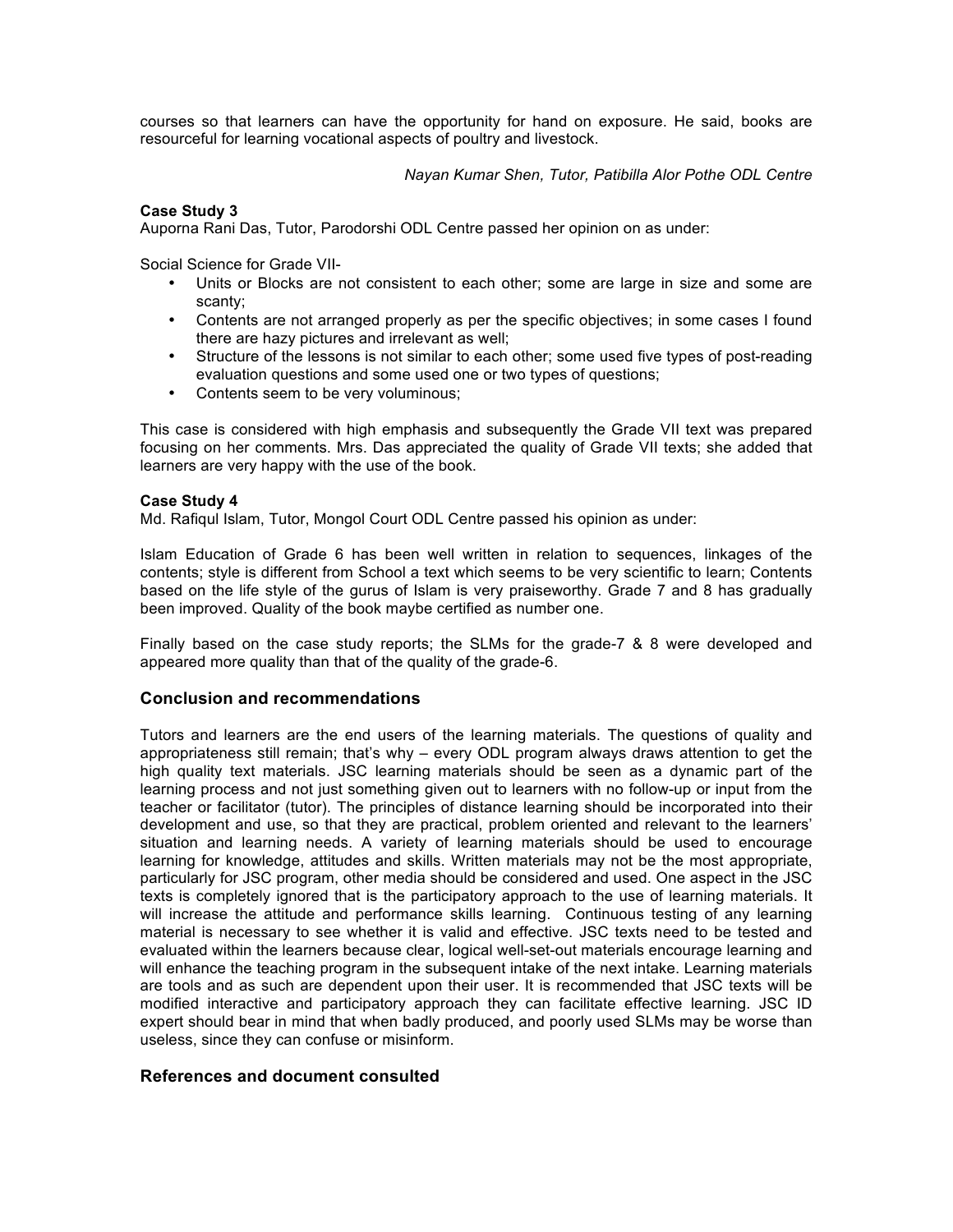courses so that learners can have the opportunity for hand on exposure. He said, books are resourceful for learning vocational aspects of poultry and livestock.

*Nayan Kumar Shen, Tutor, Patibilla Alor Pothe ODL Centre*

**Case Study 3**
Auporna Rani Das, Tutor, Parodorshi ODL Centre passed her opinion on as under:

Social Science for Grade VII-

- Units or Blocks are not consistent to each other; some are large in size and some are scanty;
- Contents are not arranged properly as per the specific objectives; in some cases I found there are hazy pictures and irrelevant as well;
- Structure of the lessons is not similar to each other; some used five types of post-reading evaluation questions and some used one or two types of questions;
- Contents seem to be very voluminous;

This case is considered with high emphasis and subsequently the Grade VII text was prepared focusing on her comments. Mrs. Das appreciated the quality of Grade VII texts; she added that learners are very happy with the use of the book.

**Case Study 4**
Md. Rafiqul Islam, Tutor, Mongol Court ODL Centre passed his opinion as under:

Islam Education of Grade 6 has been well written in relation to sequences, linkages of the contents; style is different from School a text which seems to be very scientific to learn; Contents based on the life style of the gurus of Islam is very praiseworthy. Grade 7 and 8 has gradually been improved. Quality of the book maybe certified as number one.

Finally based on the case study reports; the SLMs for the grade-7 & 8 were developed and appeared more quality than that of the quality of the grade-6.

## Conclusion and recommendations

Tutors and learners are the end users of the learning materials. The questions of quality and appropriateness still remain; that's why – every ODL program always draws attention to get the high quality text materials. JSC learning materials should be seen as a dynamic part of the learning process and not just something given out to learners with no follow-up or input from the teacher or facilitator (tutor). The principles of distance learning should be incorporated into their development and use, so that they are practical, problem oriented and relevant to the learners' situation and learning needs. A variety of learning materials should be used to encourage learning for knowledge, attitudes and skills. Written materials may not be the most appropriate, particularly for JSC program, other media should be considered and used. One aspect in the JSC texts is completely ignored that is the participatory approach to the use of learning materials. It will increase the attitude and performance skills learning. Continuous testing of any learning material is necessary to see whether it is valid and effective. JSC texts need to be tested and evaluated within the learners because clear, logical well-set-out materials encourage learning and will enhance the teaching program in the subsequent intake of the next intake. Learning materials are tools and as such are dependent upon their user. It is recommended that JSC texts will be modified interactive and participatory approach they can facilitate effective learning. JSC ID expert should bear in mind that when badly produced, and poorly used SLMs may be worse than useless, since they can confuse or misinform.

## References and document consulted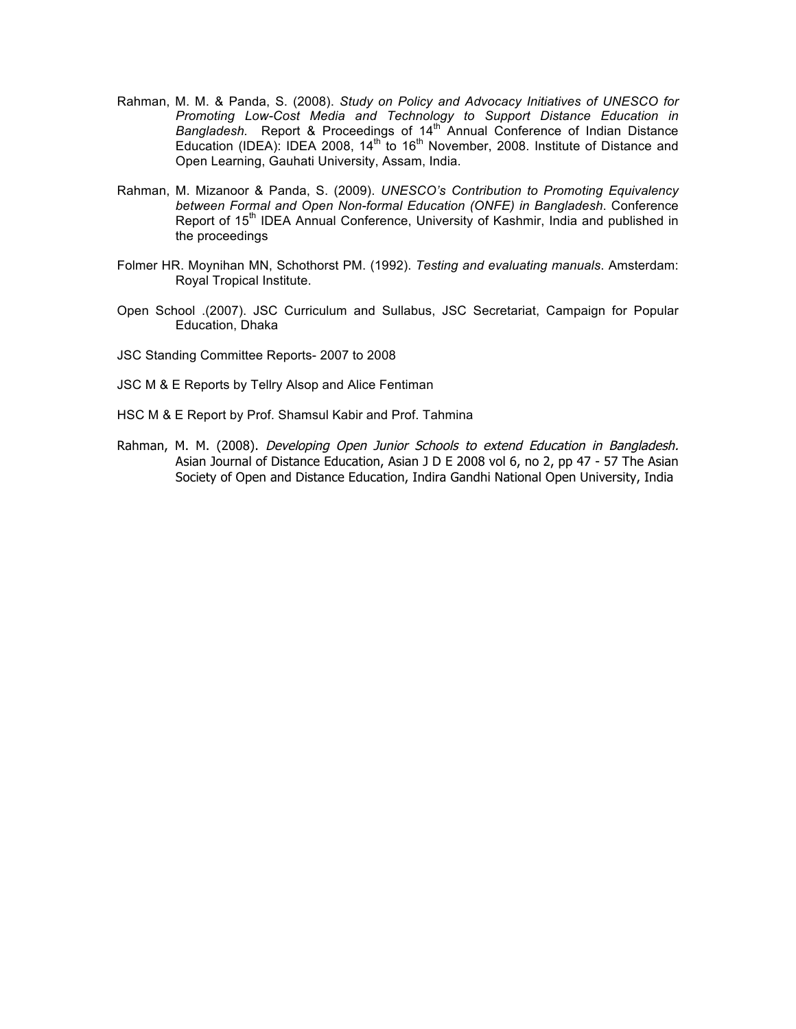Rahman, M. M. & Panda, S. (2008). *Study on Policy and Advocacy Initiatives of UNESCO for Promoting Low-Cost Media and Technology to Support Distance Education in Bangladesh.* Report & Proceedings of 14th Annual Conference of Indian Distance Education (IDEA): IDEA 2008, 14th to 16th November, 2008. Institute of Distance and Open Learning, Gauhati University, Assam, India.

Rahman, M. Mizanoor & Panda, S. (2009). *UNESCO's Contribution to Promoting Equivalency between Formal and Open Non-formal Education (ONFE) in Bangladesh*. Conference Report of 15th IDEA Annual Conference, University of Kashmir, India and published in the proceedings

Folmer HR. Moynihan MN, Schothorst PM. (1992). *Testing and evaluating manuals*. Amsterdam: Royal Tropical Institute.

Open School .(2007). JSC Curriculum and Sullabus, JSC Secretariat, Campaign for Popular Education, Dhaka

JSC Standing Committee Reports- 2007 to 2008

JSC M & E Reports by Tellry Alsop and Alice Fentiman

HSC M & E Report by Prof. Shamsul Kabir and Prof. Tahmina

Rahman, M. M. (2008). *Developing Open Junior Schools to extend Education in Bangladesh.* Asian Journal of Distance Education, Asian J D E 2008 vol 6, no 2, pp 47 - 57 The Asian Society of Open and Distance Education, Indira Gandhi National Open University, India